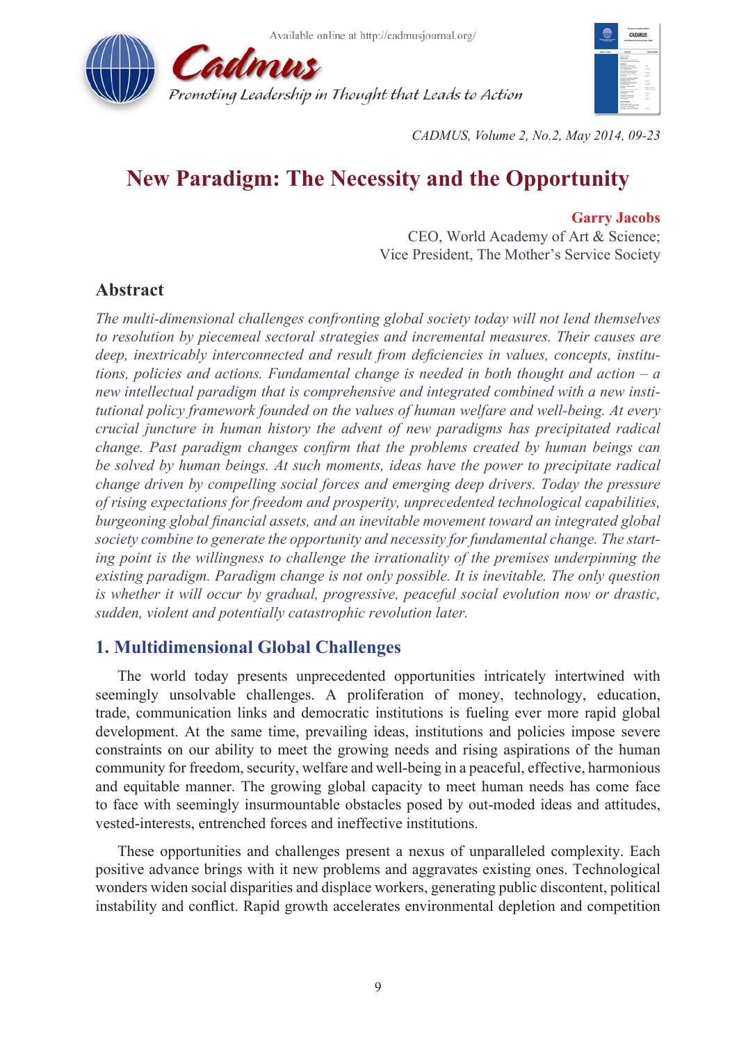# New Paradigm: The Necessity and the Opportunity

**Garry Jacobs**
CEO, World Academy of Art & Science;
Vice President, The Mother's Service Society

## Abstract

*The multi-dimensional challenges confronting global society today will not lend themselves to resolution by piecemeal sectoral strategies and incremental measures. Their causes are deep, inextricably interconnected and result from deficiencies in values, concepts, institutions, policies and actions. Fundamental change is needed in both thought and action – a new intellectual paradigm that is comprehensive and integrated combined with a new institutional policy framework founded on the values of human welfare and well-being. At every crucial juncture in human history the advent of new paradigms has precipitated radical change. Past paradigm changes confirm that the problems created by human beings can be solved by human beings. At such moments, ideas have the power to precipitate radical change driven by compelling social forces and emerging deep drivers. Today the pressure of rising expectations for freedom and prosperity, unprecedented technological capabilities, burgeoning global financial assets, and an inevitable movement toward an integrated global society combine to generate the opportunity and necessity for fundamental change. The starting point is the willingness to challenge the irrationality of the premises underpinning the existing paradigm. Paradigm change is not only possible. It is inevitable. The only question is whether it will occur by gradual, progressive, peaceful social evolution now or drastic, sudden, violent and potentially catastrophic revolution later.*

## 1. Multidimensional Global Challenges

The world today presents unprecedented opportunities intricately intertwined with seemingly unsolvable challenges. A proliferation of money, technology, education, trade, communication links and democratic institutions is fueling ever more rapid global development. At the same time, prevailing ideas, institutions and policies impose severe constraints on our ability to meet the growing needs and rising aspirations of the human community for freedom, security, welfare and well-being in a peaceful, effective, harmonious and equitable manner. The growing global capacity to meet human needs has come face to face with seemingly insurmountable obstacles posed by out-moded ideas and attitudes, vested-interests, entrenched forces and ineffective institutions.

These opportunities and challenges present a nexus of unparalleled complexity. Each positive advance brings with it new problems and aggravates existing ones. Technological wonders widen social disparities and displace workers, generating public discontent, political instability and conflict. Rapid growth accelerates environmental depletion and competition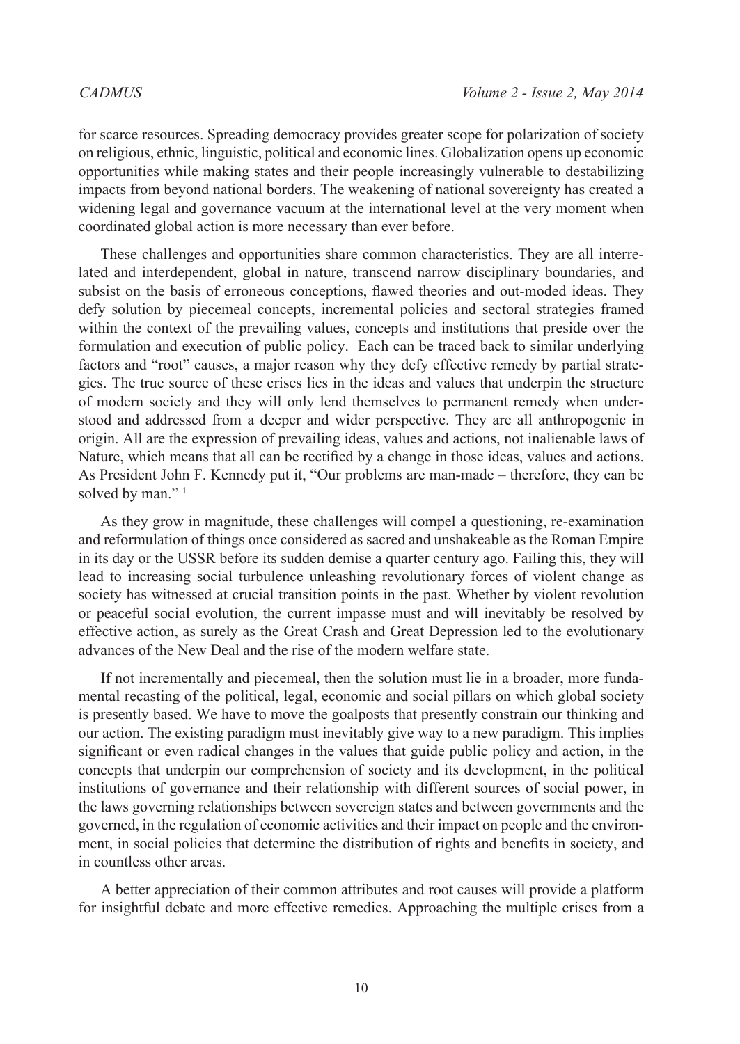for scarce resources. Spreading democracy provides greater scope for polarization of society on religious, ethnic, linguistic, political and economic lines. Globalization opens up economic opportunities while making states and their people increasingly vulnerable to destabilizing impacts from beyond national borders. The weakening of national sovereignty has created a widening legal and governance vacuum at the international level at the very moment when coordinated global action is more necessary than ever before.

These challenges and opportunities share common characteristics. They are all interrelated and interdependent, global in nature, transcend narrow disciplinary boundaries, and subsist on the basis of erroneous conceptions, flawed theories and out-moded ideas. They defy solution by piecemeal concepts, incremental policies and sectoral strategies framed within the context of the prevailing values, concepts and institutions that preside over the formulation and execution of public policy. Each can be traced back to similar underlying factors and "root" causes, a major reason why they defy effective remedy by partial strategies. The true source of these crises lies in the ideas and values that underpin the structure of modern society and they will only lend themselves to permanent remedy when understood and addressed from a deeper and wider perspective. They are all anthropogenic in origin. All are the expression of prevailing ideas, values and actions, not inalienable laws of Nature, which means that all can be rectified by a change in those ideas, values and actions. As President John F. Kennedy put it, "Our problems are man-made – therefore, they can be solved by man." [1]

As they grow in magnitude, these challenges will compel a questioning, re-examination and reformulation of things once considered as sacred and unshakeable as the Roman Empire in its day or the USSR before its sudden demise a quarter century ago. Failing this, they will lead to increasing social turbulence unleashing revolutionary forces of violent change as society has witnessed at crucial transition points in the past. Whether by violent revolution or peaceful social evolution, the current impasse must and will inevitably be resolved by effective action, as surely as the Great Crash and Great Depression led to the evolutionary advances of the New Deal and the rise of the modern welfare state.

If not incrementally and piecemeal, then the solution must lie in a broader, more fundamental recasting of the political, legal, economic and social pillars on which global society is presently based. We have to move the goalposts that presently constrain our thinking and our action. The existing paradigm must inevitably give way to a new paradigm. This implies significant or even radical changes in the values that guide public policy and action, in the concepts that underpin our comprehension of society and its development, in the political institutions of governance and their relationship with different sources of social power, in the laws governing relationships between sovereign states and between governments and the governed, in the regulation of economic activities and their impact on people and the environment, in social policies that determine the distribution of rights and benefits in society, and in countless other areas.

A better appreciation of their common attributes and root causes will provide a platform for insightful debate and more effective remedies. Approaching the multiple crises from a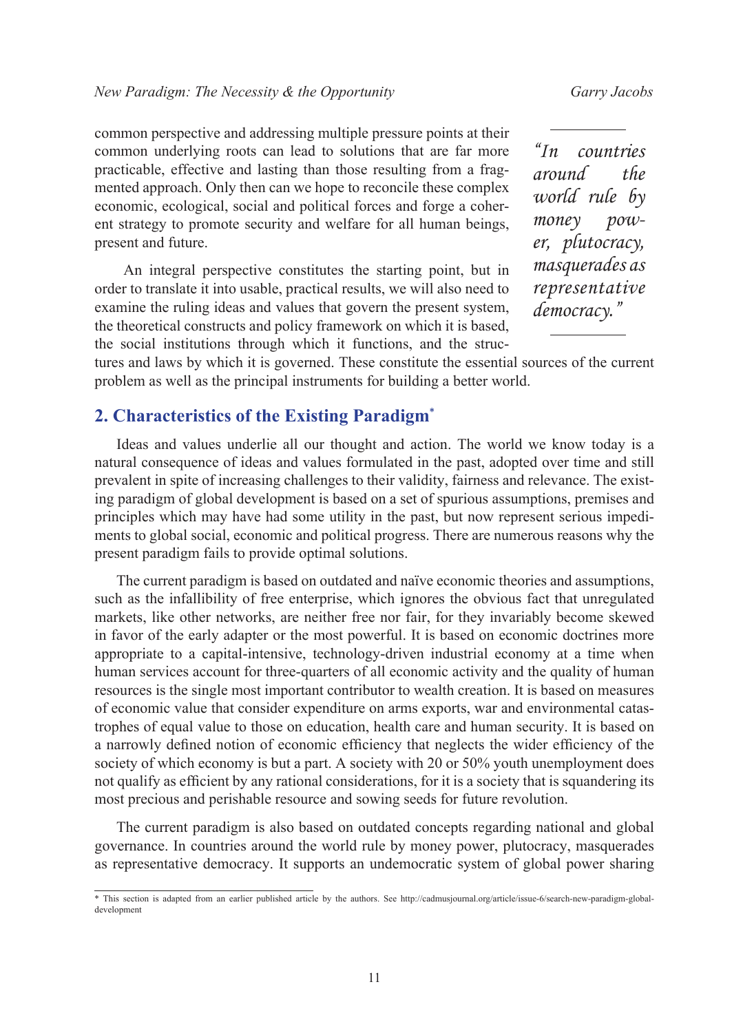common perspective and addressing multiple pressure points at their common underlying roots can lead to solutions that are far more practicable, effective and lasting than those resulting from a fragmented approach. Only then can we hope to reconcile these complex economic, ecological, social and political forces and forge a coherent strategy to promote security and welfare for all human beings, present and future.

> *"In countries around the world rule by money power, plutocracy, masquerades as representative democracy."*

An integral perspective constitutes the starting point, but in order to translate it into usable, practical results, we will also need to examine the ruling ideas and values that govern the present system, the theoretical constructs and policy framework on which it is based, the social institutions through which it functions, and the structures and laws by which it is governed. These constitute the essential sources of the current problem as well as the principal instruments for building a better world.

## 2. Characteristics of the Existing Paradigm*

Ideas and values underlie all our thought and action. The world we know today is a natural consequence of ideas and values formulated in the past, adopted over time and still prevalent in spite of increasing challenges to their validity, fairness and relevance. The existing paradigm of global development is based on a set of spurious assumptions, premises and principles which may have had some utility in the past, but now represent serious impediments to global social, economic and political progress. There are numerous reasons why the present paradigm fails to provide optimal solutions.

The current paradigm is based on outdated and naïve economic theories and assumptions, such as the infallibility of free enterprise, which ignores the obvious fact that unregulated markets, like other networks, are neither free nor fair, for they invariably become skewed in favor of the early adapter or the most powerful. It is based on economic doctrines more appropriate to a capital-intensive, technology-driven industrial economy at a time when human services account for three-quarters of all economic activity and the quality of human resources is the single most important contributor to wealth creation. It is based on measures of economic value that consider expenditure on arms exports, war and environmental catastrophes of equal value to those on education, health care and human security. It is based on a narrowly defined notion of economic efficiency that neglects the wider efficiency of the society of which economy is but a part. A society with 20 or 50% youth unemployment does not qualify as efficient by any rational considerations, for it is a society that is squandering its most precious and perishable resource and sowing seeds for future revolution.

The current paradigm is also based on outdated concepts regarding national and global governance. In countries around the world rule by money power, plutocracy, masquerades as representative democracy. It supports an undemocratic system of global power sharing

\* This section is adapted from an earlier published article by the authors. See http://cadmusjournal.org/article/issue-6/search-new-paradigm-global-development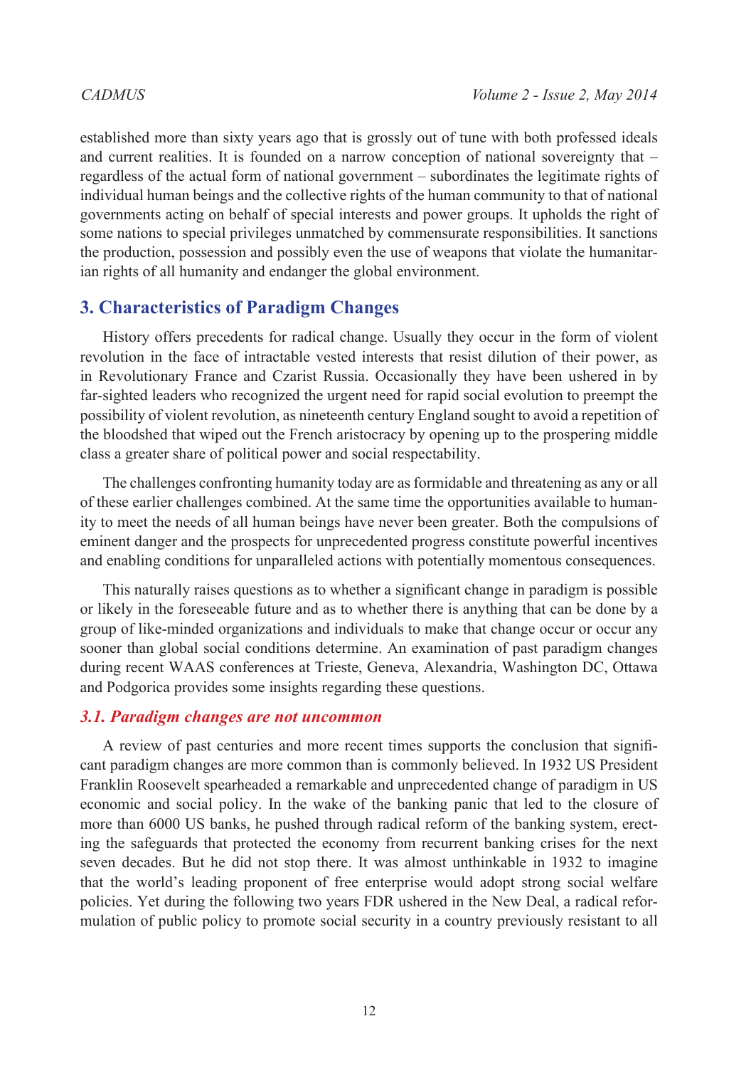established more than sixty years ago that is grossly out of tune with both professed ideals and current realities. It is founded on a narrow conception of national sovereignty that – regardless of the actual form of national government – subordinates the legitimate rights of individual human beings and the collective rights of the human community to that of national governments acting on behalf of special interests and power groups. It upholds the right of some nations to special privileges unmatched by commensurate responsibilities. It sanctions the production, possession and possibly even the use of weapons that violate the humanitarian rights of all humanity and endanger the global environment.

## 3. Characteristics of Paradigm Changes

History offers precedents for radical change. Usually they occur in the form of violent revolution in the face of intractable vested interests that resist dilution of their power, as in Revolutionary France and Czarist Russia. Occasionally they have been ushered in by far-sighted leaders who recognized the urgent need for rapid social evolution to preempt the possibility of violent revolution, as nineteenth century England sought to avoid a repetition of the bloodshed that wiped out the French aristocracy by opening up to the prospering middle class a greater share of political power and social respectability.

The challenges confronting humanity today are as formidable and threatening as any or all of these earlier challenges combined. At the same time the opportunities available to humanity to meet the needs of all human beings have never been greater. Both the compulsions of eminent danger and the prospects for unprecedented progress constitute powerful incentives and enabling conditions for unparalleled actions with potentially momentous consequences.

This naturally raises questions as to whether a significant change in paradigm is possible or likely in the foreseeable future and as to whether there is anything that can be done by a group of like-minded organizations and individuals to make that change occur or occur any sooner than global social conditions determine. An examination of past paradigm changes during recent WAAS conferences at Trieste, Geneva, Alexandria, Washington DC, Ottawa and Podgorica provides some insights regarding these questions.

### *3.1. Paradigm changes are not uncommon*

A review of past centuries and more recent times supports the conclusion that significant paradigm changes are more common than is commonly believed. In 1932 US President Franklin Roosevelt spearheaded a remarkable and unprecedented change of paradigm in US economic and social policy. In the wake of the banking panic that led to the closure of more than 6000 US banks, he pushed through radical reform of the banking system, erecting the safeguards that protected the economy from recurrent banking crises for the next seven decades. But he did not stop there. It was almost unthinkable in 1932 to imagine that the world's leading proponent of free enterprise would adopt strong social welfare policies. Yet during the following two years FDR ushered in the New Deal, a radical reformulation of public policy to promote social security in a country previously resistant to all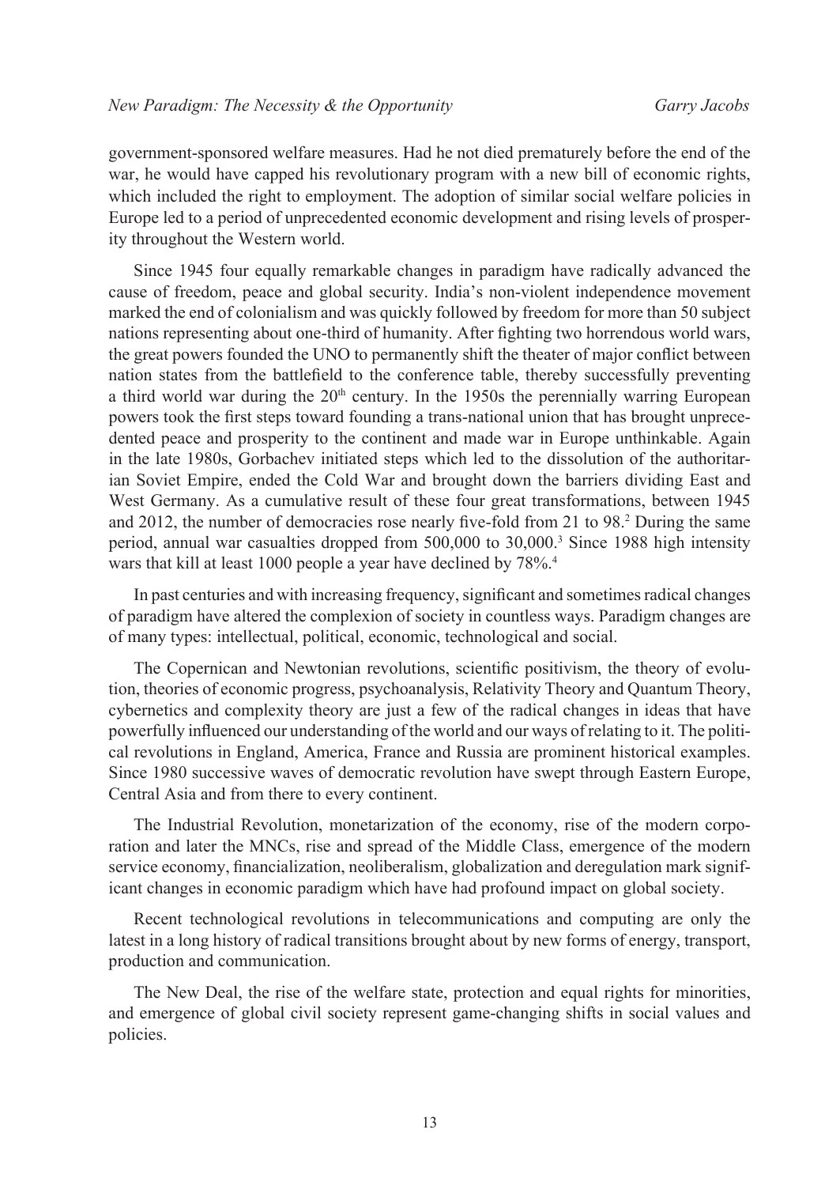government-sponsored welfare measures. Had he not died prematurely before the end of the war, he would have capped his revolutionary program with a new bill of economic rights, which included the right to employment. The adoption of similar social welfare policies in Europe led to a period of unprecedented economic development and rising levels of prosperity throughout the Western world.

Since 1945 four equally remarkable changes in paradigm have radically advanced the cause of freedom, peace and global security. India's non-violent independence movement marked the end of colonialism and was quickly followed by freedom for more than 50 subject nations representing about one-third of humanity. After fighting two horrendous world wars, the great powers founded the UNO to permanently shift the theater of major conflict between nation states from the battlefield to the conference table, thereby successfully preventing a third world war during the 20th century. In the 1950s the perennially warring European powers took the first steps toward founding a trans-national union that has brought unprecedented peace and prosperity to the continent and made war in Europe unthinkable. Again in the late 1980s, Gorbachev initiated steps which led to the dissolution of the authoritarian Soviet Empire, ended the Cold War and brought down the barriers dividing East and West Germany. As a cumulative result of these four great transformations, between 1945 and 2012, the number of democracies rose nearly five-fold from 21 to 98.[2] During the same period, annual war casualties dropped from 500,000 to 30,000.[3] Since 1988 high intensity wars that kill at least 1000 people a year have declined by 78%.[4]

In past centuries and with increasing frequency, significant and sometimes radical changes of paradigm have altered the complexion of society in countless ways. Paradigm changes are of many types: intellectual, political, economic, technological and social.

The Copernican and Newtonian revolutions, scientific positivism, the theory of evolution, theories of economic progress, psychoanalysis, Relativity Theory and Quantum Theory, cybernetics and complexity theory are just a few of the radical changes in ideas that have powerfully influenced our understanding of the world and our ways of relating to it. The political revolutions in England, America, France and Russia are prominent historical examples. Since 1980 successive waves of democratic revolution have swept through Eastern Europe, Central Asia and from there to every continent.

The Industrial Revolution, monetarization of the economy, rise of the modern corporation and later the MNCs, rise and spread of the Middle Class, emergence of the modern service economy, financialization, neoliberalism, globalization and deregulation mark significant changes in economic paradigm which have had profound impact on global society.

Recent technological revolutions in telecommunications and computing are only the latest in a long history of radical transitions brought about by new forms of energy, transport, production and communication.

The New Deal, the rise of the welfare state, protection and equal rights for minorities, and emergence of global civil society represent game-changing shifts in social values and policies.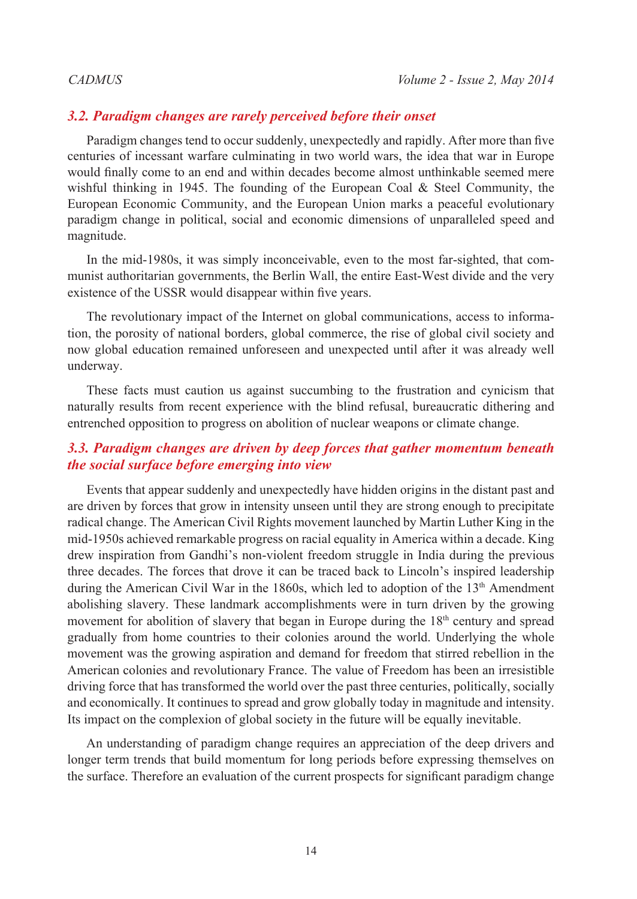### 3.2. Paradigm changes are rarely perceived before their onset

Paradigm changes tend to occur suddenly, unexpectedly and rapidly. After more than five centuries of incessant warfare culminating in two world wars, the idea that war in Europe would finally come to an end and within decades become almost unthinkable seemed mere wishful thinking in 1945. The founding of the European Coal & Steel Community, the European Economic Community, and the European Union marks a peaceful evolutionary paradigm change in political, social and economic dimensions of unparalleled speed and magnitude.

In the mid-1980s, it was simply inconceivable, even to the most far-sighted, that communist authoritarian governments, the Berlin Wall, the entire East-West divide and the very existence of the USSR would disappear within five years.

The revolutionary impact of the Internet on global communications, access to information, the porosity of national borders, global commerce, the rise of global civil society and now global education remained unforeseen and unexpected until after it was already well underway.

These facts must caution us against succumbing to the frustration and cynicism that naturally results from recent experience with the blind refusal, bureaucratic dithering and entrenched opposition to progress on abolition of nuclear weapons or climate change.

### 3.3. Paradigm changes are driven by deep forces that gather momentum beneath the social surface before emerging into view

Events that appear suddenly and unexpectedly have hidden origins in the distant past and are driven by forces that grow in intensity unseen until they are strong enough to precipitate radical change. The American Civil Rights movement launched by Martin Luther King in the mid-1950s achieved remarkable progress on racial equality in America within a decade. King drew inspiration from Gandhi's non-violent freedom struggle in India during the previous three decades. The forces that drove it can be traced back to Lincoln's inspired leadership during the American Civil War in the 1860s, which led to adoption of the 13th Amendment abolishing slavery. These landmark accomplishments were in turn driven by the growing movement for abolition of slavery that began in Europe during the 18th century and spread gradually from home countries to their colonies around the world. Underlying the whole movement was the growing aspiration and demand for freedom that stirred rebellion in the American colonies and revolutionary France. The value of Freedom has been an irresistible driving force that has transformed the world over the past three centuries, politically, socially and economically. It continues to spread and grow globally today in magnitude and intensity. Its impact on the complexion of global society in the future will be equally inevitable.

An understanding of paradigm change requires an appreciation of the deep drivers and longer term trends that build momentum for long periods before expressing themselves on the surface. Therefore an evaluation of the current prospects for significant paradigm change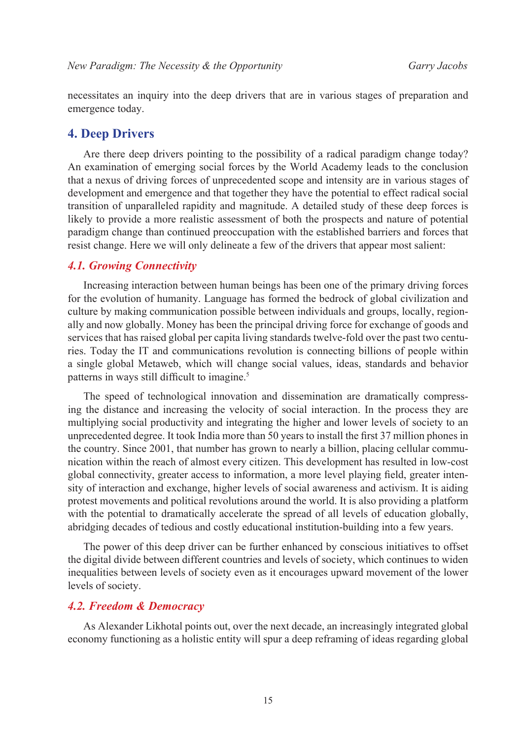necessitates an inquiry into the deep drivers that are in various stages of preparation and emergence today.

## 4. Deep Drivers

Are there deep drivers pointing to the possibility of a radical paradigm change today? An examination of emerging social forces by the World Academy leads to the conclusion that a nexus of driving forces of unprecedented scope and intensity are in various stages of development and emergence and that together they have the potential to effect radical social transition of unparalleled rapidity and magnitude. A detailed study of these deep forces is likely to provide a more realistic assessment of both the prospects and nature of potential paradigm change than continued preoccupation with the established barriers and forces that resist change. Here we will only delineate a few of the drivers that appear most salient:

### *4.1. Growing Connectivity*

Increasing interaction between human beings has been one of the primary driving forces for the evolution of humanity. Language has formed the bedrock of global civilization and culture by making communication possible between individuals and groups, locally, regionally and now globally. Money has been the principal driving force for exchange of goods and services that has raised global per capita living standards twelve-fold over the past two centuries. Today the IT and communications revolution is connecting billions of people within a single global Metaweb, which will change social values, ideas, standards and behavior patterns in ways still difficult to imagine.[5]

The speed of technological innovation and dissemination are dramatically compressing the distance and increasing the velocity of social interaction. In the process they are multiplying social productivity and integrating the higher and lower levels of society to an unprecedented degree. It took India more than 50 years to install the first 37 million phones in the country. Since 2001, that number has grown to nearly a billion, placing cellular communication within the reach of almost every citizen. This development has resulted in low-cost global connectivity, greater access to information, a more level playing field, greater intensity of interaction and exchange, higher levels of social awareness and activism. It is aiding protest movements and political revolutions around the world. It is also providing a platform with the potential to dramatically accelerate the spread of all levels of education globally, abridging decades of tedious and costly educational institution-building into a few years.

The power of this deep driver can be further enhanced by conscious initiatives to offset the digital divide between different countries and levels of society, which continues to widen inequalities between levels of society even as it encourages upward movement of the lower levels of society.

### *4.2. Freedom & Democracy*

As Alexander Likhotal points out, over the next decade, an increasingly integrated global economy functioning as a holistic entity will spur a deep reframing of ideas regarding global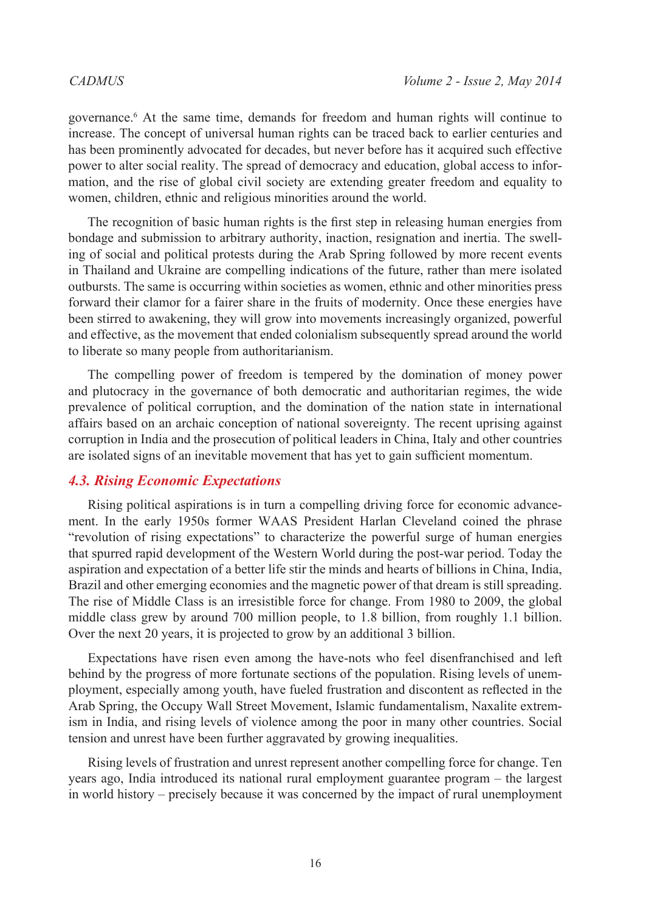governance.[6] At the same time, demands for freedom and human rights will continue to increase. The concept of universal human rights can be traced back to earlier centuries and has been prominently advocated for decades, but never before has it acquired such effective power to alter social reality. The spread of democracy and education, global access to information, and the rise of global civil society are extending greater freedom and equality to women, children, ethnic and religious minorities around the world.

The recognition of basic human rights is the first step in releasing human energies from bondage and submission to arbitrary authority, inaction, resignation and inertia. The swelling of social and political protests during the Arab Spring followed by more recent events in Thailand and Ukraine are compelling indications of the future, rather than mere isolated outbursts. The same is occurring within societies as women, ethnic and other minorities press forward their clamor for a fairer share in the fruits of modernity. Once these energies have been stirred to awakening, they will grow into movements increasingly organized, powerful and effective, as the movement that ended colonialism subsequently spread around the world to liberate so many people from authoritarianism.

The compelling power of freedom is tempered by the domination of money power and plutocracy in the governance of both democratic and authoritarian regimes, the wide prevalence of political corruption, and the domination of the nation state in international affairs based on an archaic conception of national sovereignty. The recent uprising against corruption in India and the prosecution of political leaders in China, Italy and other countries are isolated signs of an inevitable movement that has yet to gain sufficient momentum.

### *4.3. Rising Economic Expectations*

Rising political aspirations is in turn a compelling driving force for economic advancement. In the early 1950s former WAAS President Harlan Cleveland coined the phrase "revolution of rising expectations" to characterize the powerful surge of human energies that spurred rapid development of the Western World during the post-war period. Today the aspiration and expectation of a better life stir the minds and hearts of billions in China, India, Brazil and other emerging economies and the magnetic power of that dream is still spreading. The rise of Middle Class is an irresistible force for change. From 1980 to 2009, the global middle class grew by around 700 million people, to 1.8 billion, from roughly 1.1 billion. Over the next 20 years, it is projected to grow by an additional 3 billion.

Expectations have risen even among the have-nots who feel disenfranchised and left behind by the progress of more fortunate sections of the population. Rising levels of unemployment, especially among youth, have fueled frustration and discontent as reflected in the Arab Spring, the Occupy Wall Street Movement, Islamic fundamentalism, Naxalite extremism in India, and rising levels of violence among the poor in many other countries. Social tension and unrest have been further aggravated by growing inequalities.

Rising levels of frustration and unrest represent another compelling force for change. Ten years ago, India introduced its national rural employment guarantee program – the largest in world history – precisely because it was concerned by the impact of rural unemployment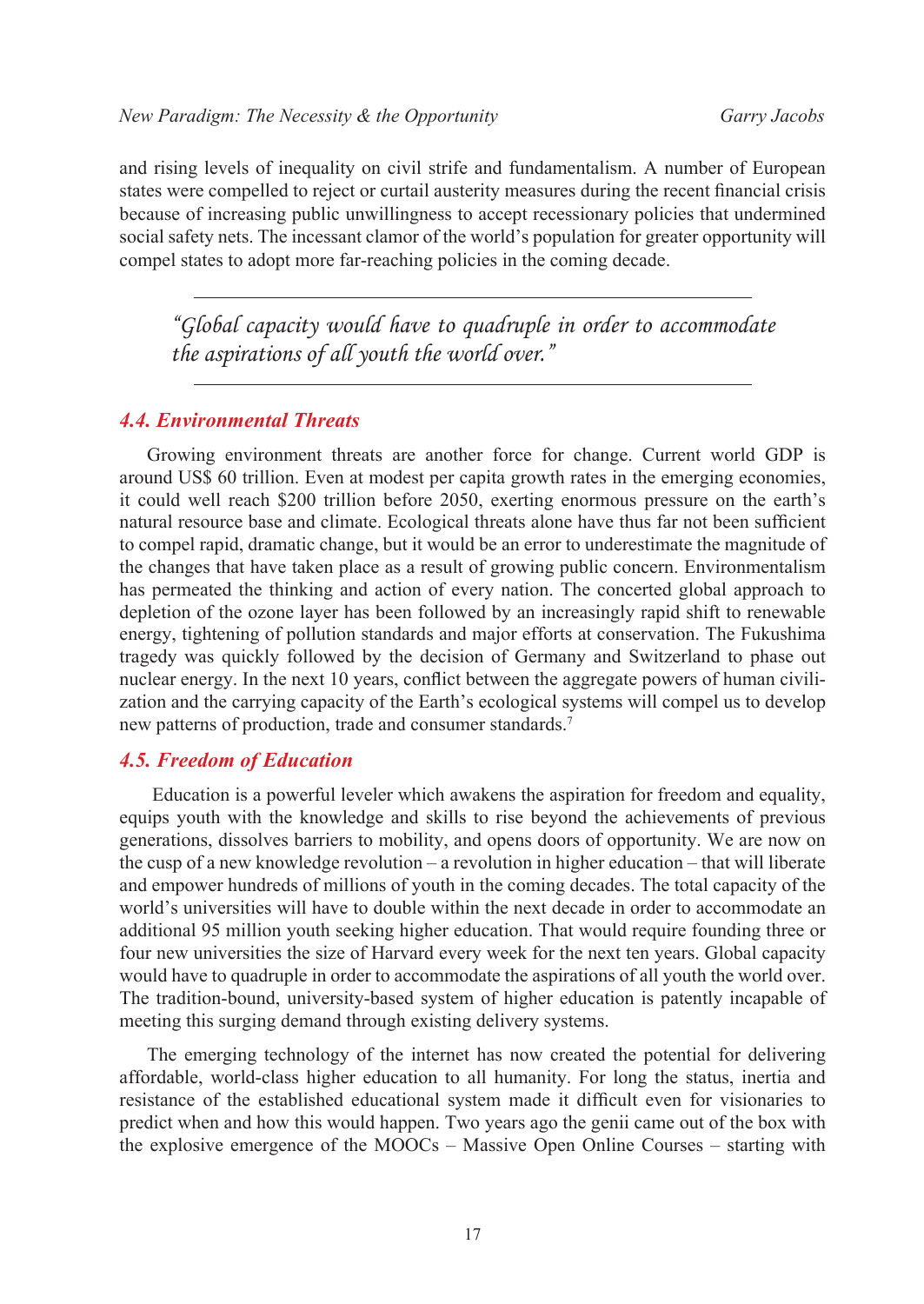and rising levels of inequality on civil strife and fundamentalism. A number of European states were compelled to reject or curtail austerity measures during the recent financial crisis because of increasing public unwillingness to accept recessionary policies that undermined social safety nets. The incessant clamor of the world's population for greater opportunity will compel states to adopt more far-reaching policies in the coming decade.

> *"Global capacity would have to quadruple in order to accommodate the aspirations of all youth the world over."*

### *4.4. Environmental Threats*

Growing environment threats are another force for change. Current world GDP is around US$ 60 trillion. Even at modest per capita growth rates in the emerging economies, it could well reach $200 trillion before 2050, exerting enormous pressure on the earth's natural resource base and climate. Ecological threats alone have thus far not been sufficient to compel rapid, dramatic change, but it would be an error to underestimate the magnitude of the changes that have taken place as a result of growing public concern. Environmentalism has permeated the thinking and action of every nation. The concerted global approach to depletion of the ozone layer has been followed by an increasingly rapid shift to renewable energy, tightening of pollution standards and major efforts at conservation. The Fukushima tragedy was quickly followed by the decision of Germany and Switzerland to phase out nuclear energy. In the next 10 years, conflict between the aggregate powers of human civilization and the carrying capacity of the Earth's ecological systems will compel us to develop new patterns of production, trade and consumer standards.[7]

### *4.5. Freedom of Education*

Education is a powerful leveler which awakens the aspiration for freedom and equality, equips youth with the knowledge and skills to rise beyond the achievements of previous generations, dissolves barriers to mobility, and opens doors of opportunity. We are now on the cusp of a new knowledge revolution – a revolution in higher education – that will liberate and empower hundreds of millions of youth in the coming decades. The total capacity of the world's universities will have to double within the next decade in order to accommodate an additional 95 million youth seeking higher education. That would require founding three or four new universities the size of Harvard every week for the next ten years. Global capacity would have to quadruple in order to accommodate the aspirations of all youth the world over. The tradition-bound, university-based system of higher education is patently incapable of meeting this surging demand through existing delivery systems.

The emerging technology of the internet has now created the potential for delivering affordable, world-class higher education to all humanity. For long the status, inertia and resistance of the established educational system made it difficult even for visionaries to predict when and how this would happen. Two years ago the genii came out of the box with the explosive emergence of the MOOCs – Massive Open Online Courses – starting with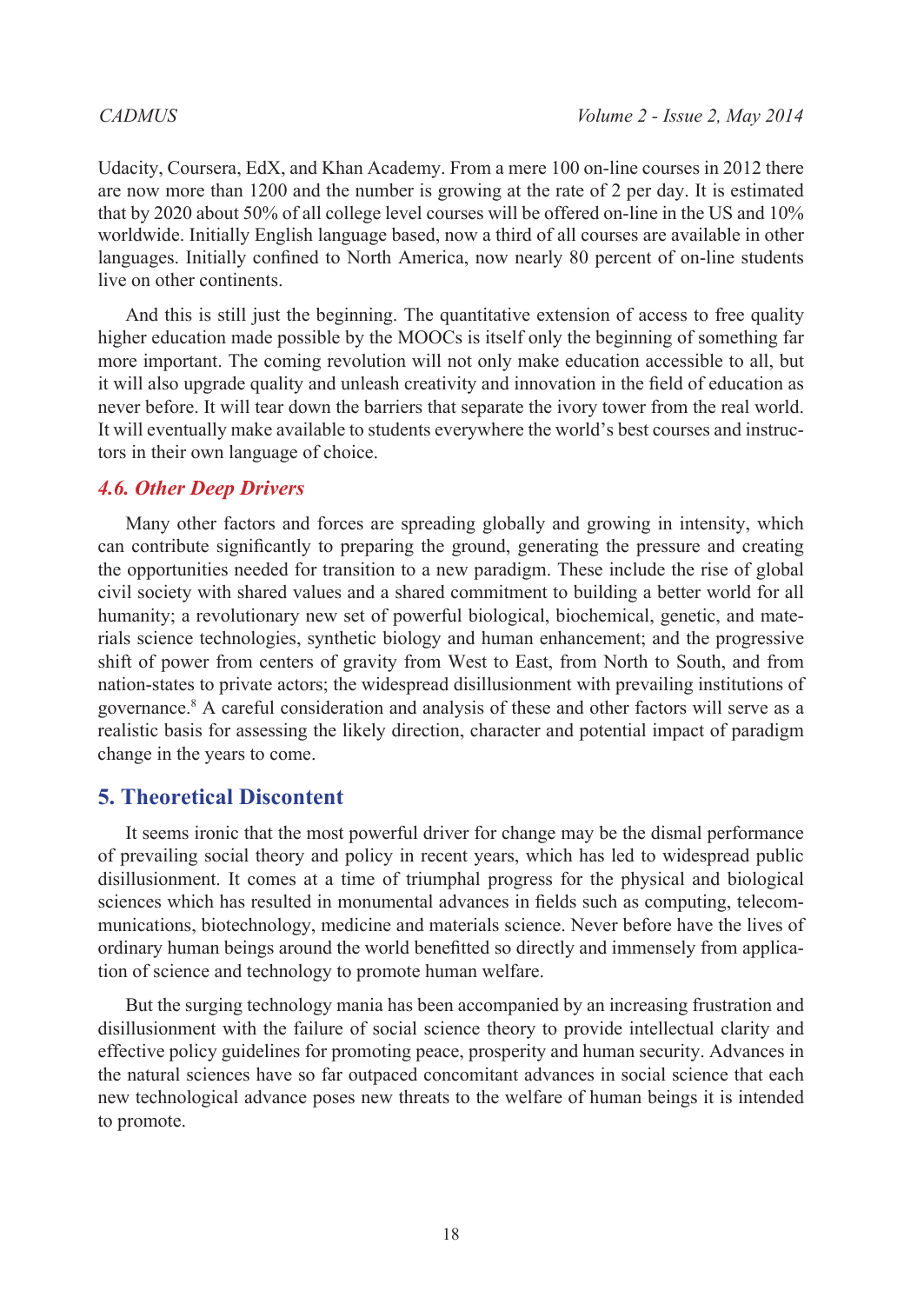Udacity, Coursera, EdX, and Khan Academy. From a mere 100 on-line courses in 2012 there are now more than 1200 and the number is growing at the rate of 2 per day. It is estimated that by 2020 about 50% of all college level courses will be offered on-line in the US and 10% worldwide. Initially English language based, now a third of all courses are available in other languages. Initially confined to North America, now nearly 80 percent of on-line students live on other continents.

And this is still just the beginning. The quantitative extension of access to free quality higher education made possible by the MOOCs is itself only the beginning of something far more important. The coming revolution will not only make education accessible to all, but it will also upgrade quality and unleash creativity and innovation in the field of education as never before. It will tear down the barriers that separate the ivory tower from the real world. It will eventually make available to students everywhere the world's best courses and instructors in their own language of choice.

### 4.6. Other Deep Drivers

Many other factors and forces are spreading globally and growing in intensity, which can contribute significantly to preparing the ground, generating the pressure and creating the opportunities needed for transition to a new paradigm. These include the rise of global civil society with shared values and a shared commitment to building a better world for all humanity; a revolutionary new set of powerful biological, biochemical, genetic, and materials science technologies, synthetic biology and human enhancement; and the progressive shift of power from centers of gravity from West to East, from North to South, and from nation-states to private actors; the widespread disillusionment with prevailing institutions of governance.[8] A careful consideration and analysis of these and other factors will serve as a realistic basis for assessing the likely direction, character and potential impact of paradigm change in the years to come.

## 5. Theoretical Discontent

It seems ironic that the most powerful driver for change may be the dismal performance of prevailing social theory and policy in recent years, which has led to widespread public disillusionment. It comes at a time of triumphal progress for the physical and biological sciences which has resulted in monumental advances in fields such as computing, telecommunications, biotechnology, medicine and materials science. Never before have the lives of ordinary human beings around the world benefitted so directly and immensely from application of science and technology to promote human welfare.

But the surging technology mania has been accompanied by an increasing frustration and disillusionment with the failure of social science theory to provide intellectual clarity and effective policy guidelines for promoting peace, prosperity and human security. Advances in the natural sciences have so far outpaced concomitant advances in social science that each new technological advance poses new threats to the welfare of human beings it is intended to promote.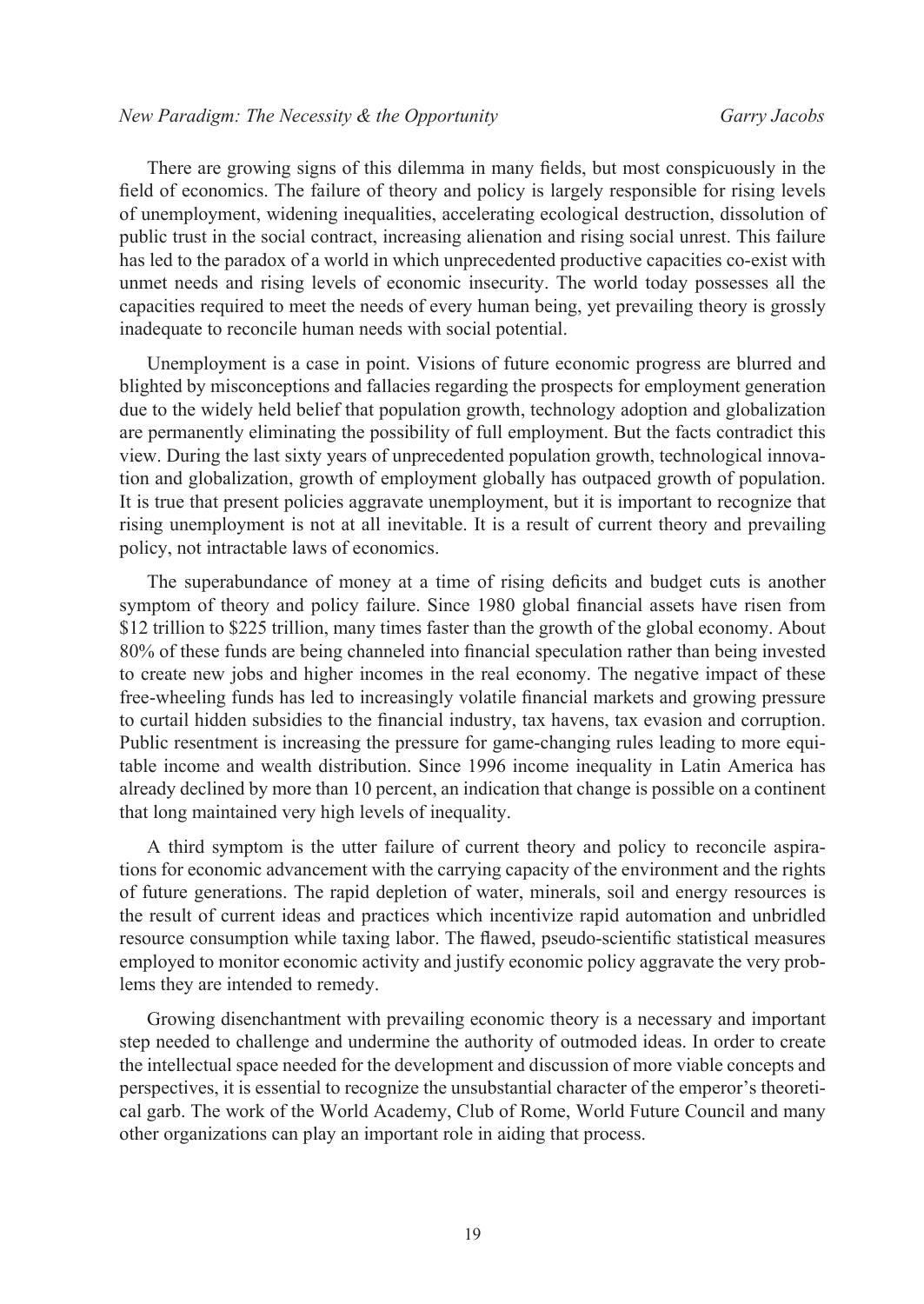There are growing signs of this dilemma in many fields, but most conspicuously in the field of economics. The failure of theory and policy is largely responsible for rising levels of unemployment, widening inequalities, accelerating ecological destruction, dissolution of public trust in the social contract, increasing alienation and rising social unrest. This failure has led to the paradox of a world in which unprecedented productive capacities co-exist with unmet needs and rising levels of economic insecurity. The world today possesses all the capacities required to meet the needs of every human being, yet prevailing theory is grossly inadequate to reconcile human needs with social potential.

Unemployment is a case in point. Visions of future economic progress are blurred and blighted by misconceptions and fallacies regarding the prospects for employment generation due to the widely held belief that population growth, technology adoption and globalization are permanently eliminating the possibility of full employment. But the facts contradict this view. During the last sixty years of unprecedented population growth, technological innovation and globalization, growth of employment globally has outpaced growth of population. It is true that present policies aggravate unemployment, but it is important to recognize that rising unemployment is not at all inevitable. It is a result of current theory and prevailing policy, not intractable laws of economics.

The superabundance of money at a time of rising deficits and budget cuts is another symptom of theory and policy failure. Since 1980 global financial assets have risen from \$12 trillion to \$225 trillion, many times faster than the growth of the global economy. About 80% of these funds are being channeled into financial speculation rather than being invested to create new jobs and higher incomes in the real economy. The negative impact of these free-wheeling funds has led to increasingly volatile financial markets and growing pressure to curtail hidden subsidies to the financial industry, tax havens, tax evasion and corruption. Public resentment is increasing the pressure for game-changing rules leading to more equitable income and wealth distribution. Since 1996 income inequality in Latin America has already declined by more than 10 percent, an indication that change is possible on a continent that long maintained very high levels of inequality.

A third symptom is the utter failure of current theory and policy to reconcile aspirations for economic advancement with the carrying capacity of the environment and the rights of future generations. The rapid depletion of water, minerals, soil and energy resources is the result of current ideas and practices which incentivize rapid automation and unbridled resource consumption while taxing labor. The flawed, pseudo-scientific statistical measures employed to monitor economic activity and justify economic policy aggravate the very problems they are intended to remedy.

Growing disenchantment with prevailing economic theory is a necessary and important step needed to challenge and undermine the authority of outmoded ideas. In order to create the intellectual space needed for the development and discussion of more viable concepts and perspectives, it is essential to recognize the unsubstantial character of the emperor's theoretical garb. The work of the World Academy, Club of Rome, World Future Council and many other organizations can play an important role in aiding that process.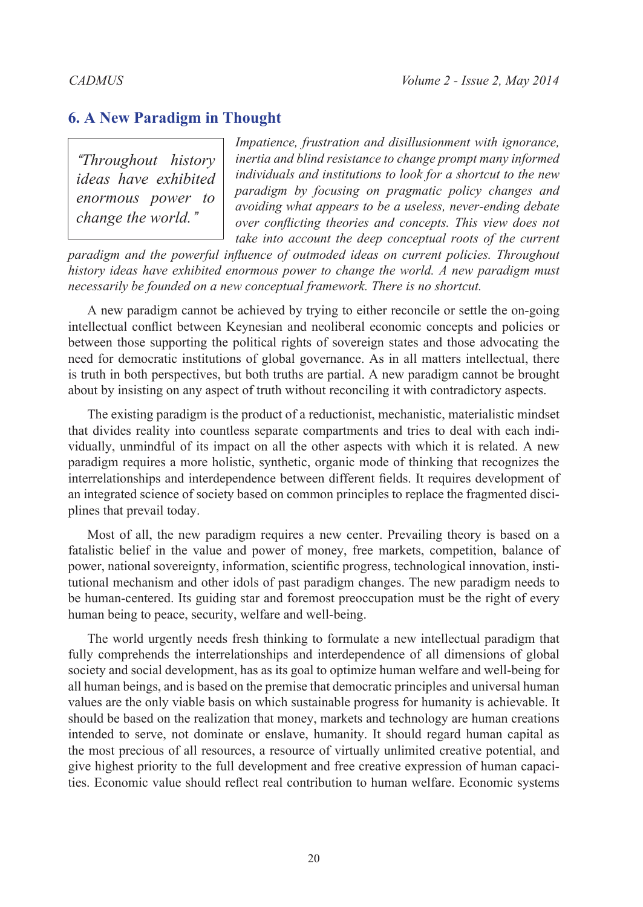## 6. A New Paradigm in Thought

> *"Throughout history ideas have exhibited enormous power to change the world."*

*Impatience, frustration and disillusionment with ignorance, inertia and blind resistance to change prompt many informed individuals and institutions to look for a shortcut to the new paradigm by focusing on pragmatic policy changes and avoiding what appears to be a useless, never-ending debate over conflicting theories and concepts. This view does not take into account the deep conceptual roots of the current paradigm and the powerful influence of outmoded ideas on current policies. Throughout history ideas have exhibited enormous power to change the world. A new paradigm must necessarily be founded on a new conceptual framework. There is no shortcut.*

A new paradigm cannot be achieved by trying to either reconcile or settle the on-going intellectual conflict between Keynesian and neoliberal economic concepts and policies or between those supporting the political rights of sovereign states and those advocating the need for democratic institutions of global governance. As in all matters intellectual, there is truth in both perspectives, but both truths are partial. A new paradigm cannot be brought about by insisting on any aspect of truth without reconciling it with contradictory aspects.

The existing paradigm is the product of a reductionist, mechanistic, materialistic mindset that divides reality into countless separate compartments and tries to deal with each individually, unmindful of its impact on all the other aspects with which it is related. A new paradigm requires a more holistic, synthetic, organic mode of thinking that recognizes the interrelationships and interdependence between different fields. It requires development of an integrated science of society based on common principles to replace the fragmented disciplines that prevail today.

Most of all, the new paradigm requires a new center. Prevailing theory is based on a fatalistic belief in the value and power of money, free markets, competition, balance of power, national sovereignty, information, scientific progress, technological innovation, institutional mechanism and other idols of past paradigm changes. The new paradigm needs to be human-centered. Its guiding star and foremost preoccupation must be the right of every human being to peace, security, welfare and well-being.

The world urgently needs fresh thinking to formulate a new intellectual paradigm that fully comprehends the interrelationships and interdependence of all dimensions of global society and social development, has as its goal to optimize human welfare and well-being for all human beings, and is based on the premise that democratic principles and universal human values are the only viable basis on which sustainable progress for humanity is achievable. It should be based on the realization that money, markets and technology are human creations intended to serve, not dominate or enslave, humanity. It should regard human capital as the most precious of all resources, a resource of virtually unlimited creative potential, and give highest priority to the full development and free creative expression of human capacities. Economic value should reflect real contribution to human welfare. Economic systems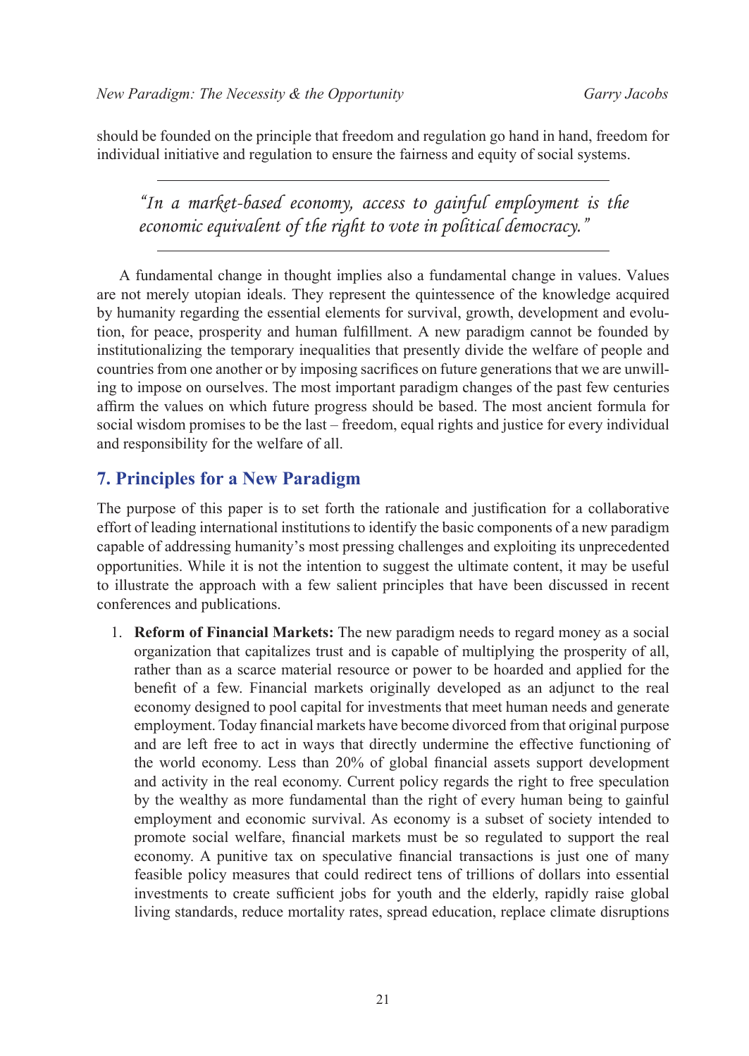should be founded on the principle that freedom and regulation go hand in hand, freedom for individual initiative and regulation to ensure the fairness and equity of social systems.

---

*"In a market-based economy, access to gainful employment is the economic equivalent of the right to vote in political democracy."*

---

A fundamental change in thought implies also a fundamental change in values. Values are not merely utopian ideals. They represent the quintessence of the knowledge acquired by humanity regarding the essential elements for survival, growth, development and evolution, for peace, prosperity and human fulfillment. A new paradigm cannot be founded by institutionalizing the temporary inequalities that presently divide the welfare of people and countries from one another or by imposing sacrifices on future generations that we are unwilling to impose on ourselves. The most important paradigm changes of the past few centuries affirm the values on which future progress should be based. The most ancient formula for social wisdom promises to be the last – freedom, equal rights and justice for every individual and responsibility for the welfare of all.

## 7. Principles for a New Paradigm

The purpose of this paper is to set forth the rationale and justification for a collaborative effort of leading international institutions to identify the basic components of a new paradigm capable of addressing humanity's most pressing challenges and exploiting its unprecedented opportunities. While it is not the intention to suggest the ultimate content, it may be useful to illustrate the approach with a few salient principles that have been discussed in recent conferences and publications.

1. **Reform of Financial Markets:** The new paradigm needs to regard money as a social organization that capitalizes trust and is capable of multiplying the prosperity of all, rather than as a scarce material resource or power to be hoarded and applied for the benefit of a few. Financial markets originally developed as an adjunct to the real economy designed to pool capital for investments that meet human needs and generate employment. Today financial markets have become divorced from that original purpose and are left free to act in ways that directly undermine the effective functioning of the world economy. Less than 20% of global financial assets support development and activity in the real economy. Current policy regards the right to free speculation by the wealthy as more fundamental than the right of every human being to gainful employment and economic survival. As economy is a subset of society intended to promote social welfare, financial markets must be so regulated to support the real economy. A punitive tax on speculative financial transactions is just one of many feasible policy measures that could redirect tens of trillions of dollars into essential investments to create sufficient jobs for youth and the elderly, rapidly raise global living standards, reduce mortality rates, spread education, replace climate disruptions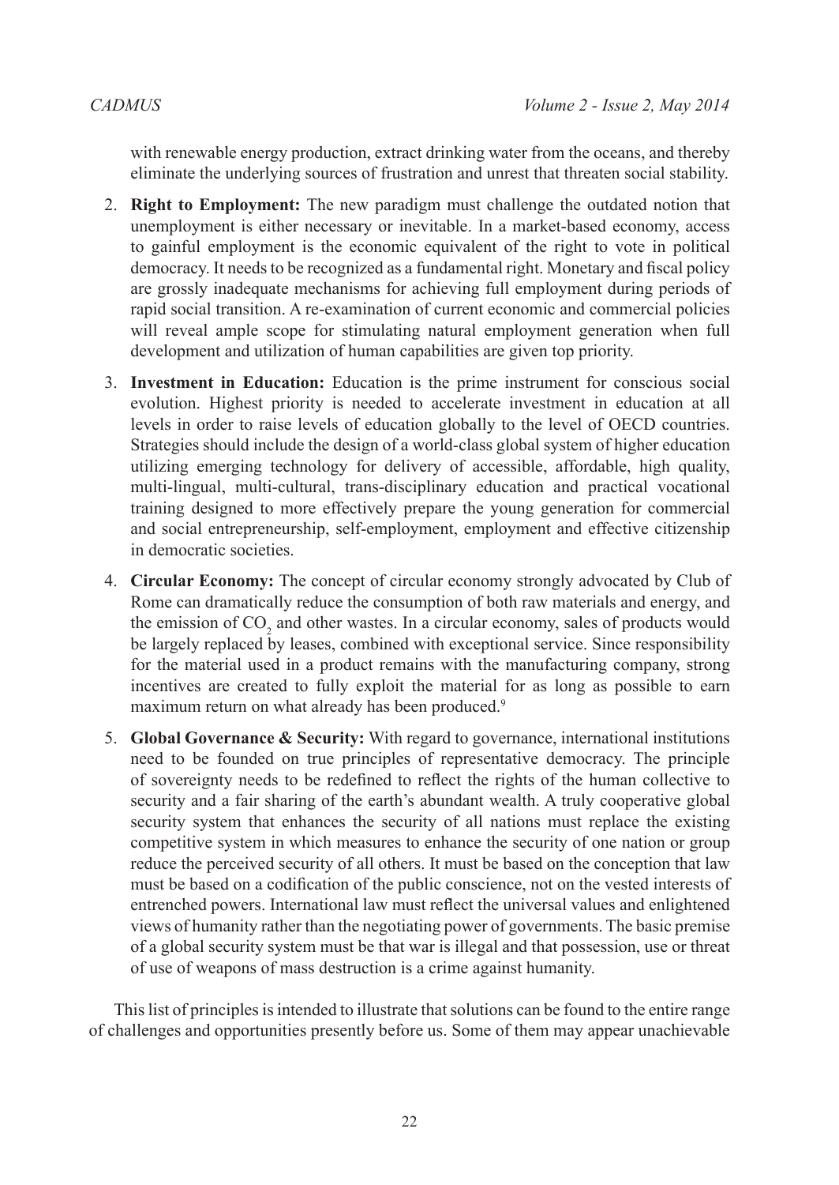with renewable energy production, extract drinking water from the oceans, and thereby eliminate the underlying sources of frustration and unrest that threaten social stability.

2. **Right to Employment:** The new paradigm must challenge the outdated notion that unemployment is either necessary or inevitable. In a market-based economy, access to gainful employment is the economic equivalent of the right to vote in political democracy. It needs to be recognized as a fundamental right. Monetary and fiscal policy are grossly inadequate mechanisms for achieving full employment during periods of rapid social transition. A re-examination of current economic and commercial policies will reveal ample scope for stimulating natural employment generation when full development and utilization of human capabilities are given top priority.

3. **Investment in Education:** Education is the prime instrument for conscious social evolution. Highest priority is needed to accelerate investment in education at all levels in order to raise levels of education globally to the level of OECD countries. Strategies should include the design of a world-class global system of higher education utilizing emerging technology for delivery of accessible, affordable, high quality, multi-lingual, multi-cultural, trans-disciplinary education and practical vocational training designed to more effectively prepare the young generation for commercial and social entrepreneurship, self-employment, employment and effective citizenship in democratic societies.

4. **Circular Economy:** The concept of circular economy strongly advocated by Club of Rome can dramatically reduce the consumption of both raw materials and energy, and the emission of $CO_2$ and other wastes. In a circular economy, sales of products would be largely replaced by leases, combined with exceptional service. Since responsibility for the material used in a product remains with the manufacturing company, strong incentives are created to fully exploit the material for as long as possible to earn maximum return on what already has been produced.[9]

5. **Global Governance & Security:** With regard to governance, international institutions need to be founded on true principles of representative democracy. The principle of sovereignty needs to be redefined to reflect the rights of the human collective to security and a fair sharing of the earth's abundant wealth. A truly cooperative global security system that enhances the security of all nations must replace the existing competitive system in which measures to enhance the security of one nation or group reduce the perceived security of all others. It must be based on the conception that law must be based on a codification of the public conscience, not on the vested interests of entrenched powers. International law must reflect the universal values and enlightened views of humanity rather than the negotiating power of governments. The basic premise of a global security system must be that war is illegal and that possession, use or threat of use of weapons of mass destruction is a crime against humanity.

This list of principles is intended to illustrate that solutions can be found to the entire range of challenges and opportunities presently before us. Some of them may appear unachievable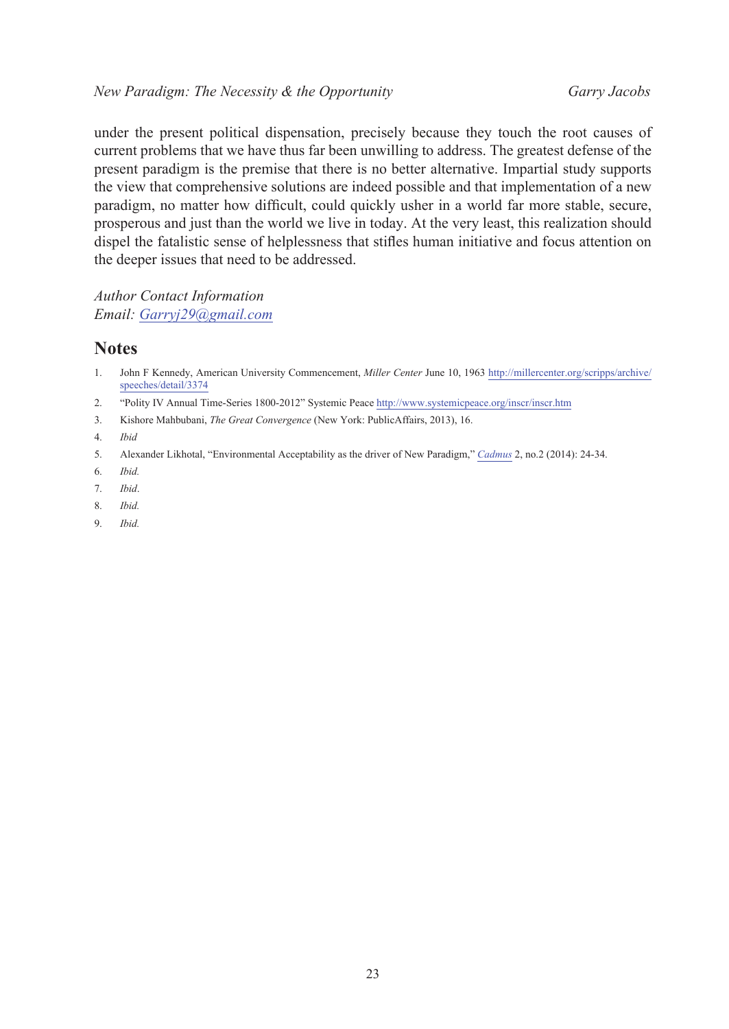under the present political dispensation, precisely because they touch the root causes of current problems that we have thus far been unwilling to address. The greatest defense of the present paradigm is the premise that there is no better alternative. Impartial study supports the view that comprehensive solutions are indeed possible and that implementation of a new paradigm, no matter how difficult, could quickly usher in a world far more stable, secure, prosperous and just than the world we live in today. At the very least, this realization should dispel the fatalistic sense of helplessness that stifles human initiative and focus attention on the deeper issues that need to be addressed.

*Author Contact Information*
*Email: Garryj29@gmail.com*

## Notes

1. John F Kennedy, American University Commencement, *Miller Center* June 10, 1963 http://millercenter.org/scripps/archive/speeches/detail/3374
2. "Polity IV Annual Time-Series 1800-2012" Systemic Peace http://www.systemicpeace.org/inscr/inscr.htm
3. Kishore Mahbubani, *The Great Convergence* (New York: PublicAffairs, 2013), 16.
4. *Ibid*
5. Alexander Likhotal, "Environmental Acceptability as the driver of New Paradigm," *Cadmus* 2, no.2 (2014): 24-34.
6. *Ibid.*
7. *Ibid*.
8. *Ibid.*
9. *Ibid.*